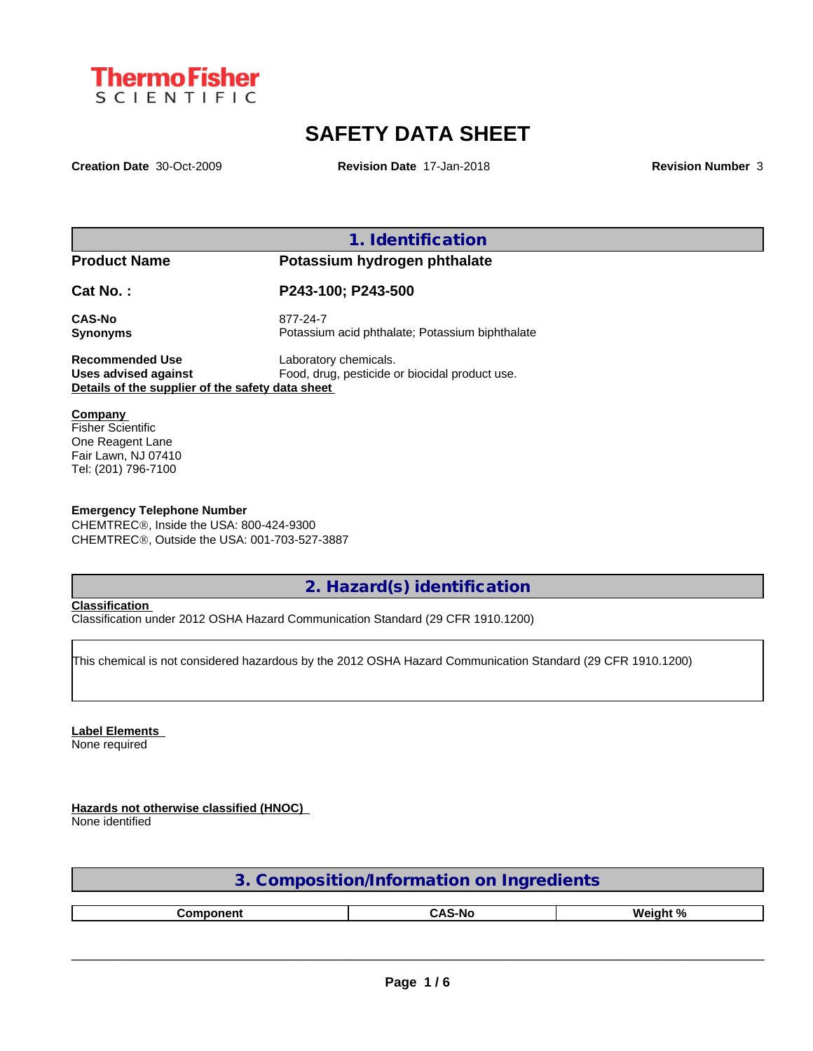Thermo Fisher SCIENTIFIC

# SAFETY DATA SHEET

**Creation Date** 30-Oct-2009 **Revision Date** 17-Jan-2018 **Revision Number** 3

## 1. Identification

**Product Name** **Potassium hydrogen phthalate**

**Cat No. :** **P243-100; P243-500**

**CAS-No** 877-24-7
**Synonyms** Potassium acid phthalate; Potassium biphthalate

**Recommended Use** Laboratory chemicals.
**Uses advised against** Food, drug, pesticide or biocidal product use.
**Details of the supplier of the safety data sheet**

**Company**
Fisher Scientific
One Reagent Lane
Fair Lawn, NJ 07410
Tel: (201) 796-7100

**Emergency Telephone Number**
CHEMTREC®, Inside the USA: 800-424-9300
CHEMTREC®, Outside the USA: 001-703-527-3887

## 2. Hazard(s) identification

**Classification**
Classification under 2012 OSHA Hazard Communication Standard (29 CFR 1910.1200)

This chemical is not considered hazardous by the 2012 OSHA Hazard Communication Standard (29 CFR 1910.1200)

**Label Elements**
None required

**Hazards not otherwise classified (HNOC)**
None identified

## 3. Composition/Information on Ingredients

| Component | CAS-No | Weight % |
|---|---|---|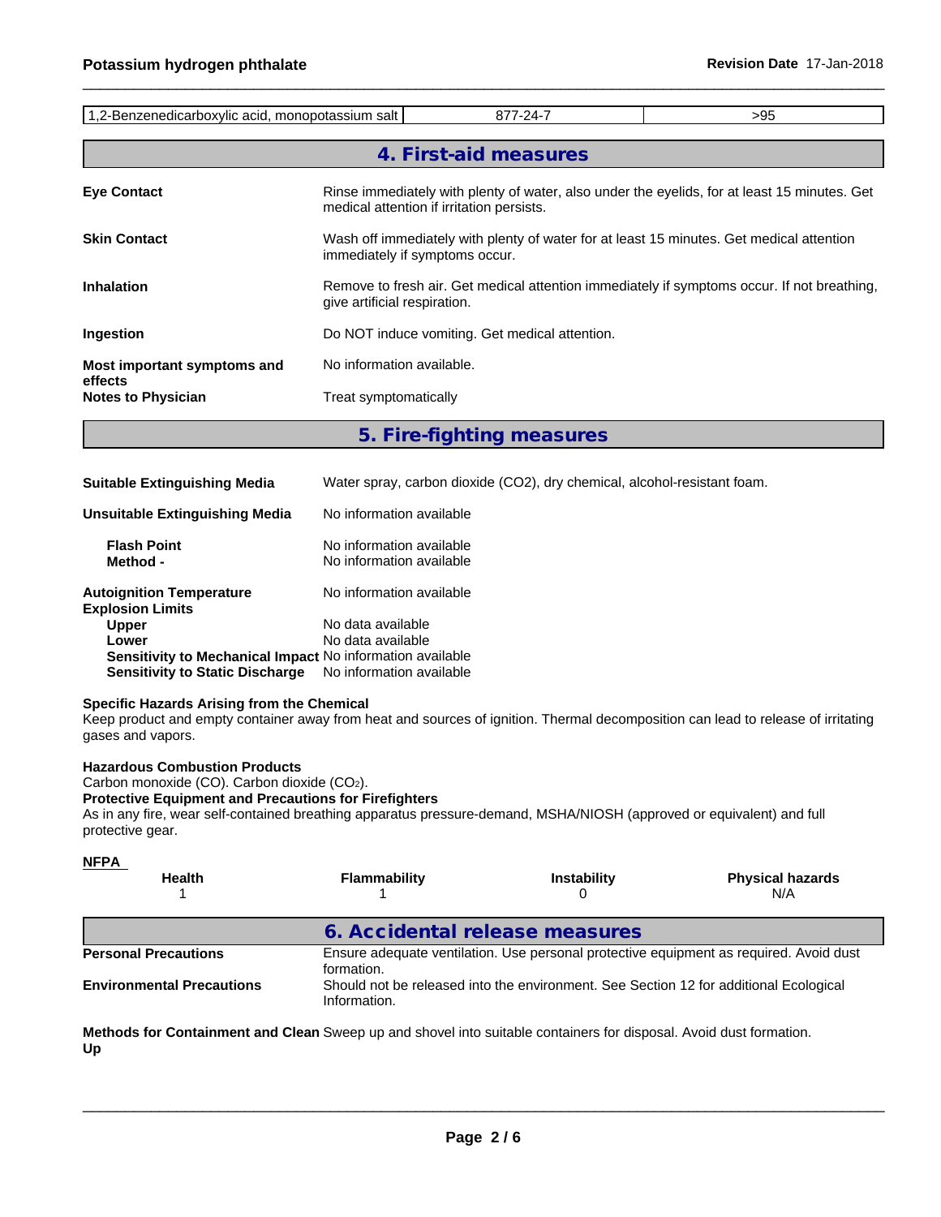| 1,2-Benzenedicarboxylic acid, monopotassium salt | 877-24-7 | >95 |
|---|---|---|

## 4. First-aid measures

**Eye Contact**
Rinse immediately with plenty of water, also under the eyelids, for at least 15 minutes. Get medical attention if irritation persists.

**Skin Contact**
Wash off immediately with plenty of water for at least 15 minutes. Get medical attention immediately if symptoms occur.

**Inhalation**
Remove to fresh air. Get medical attention immediately if symptoms occur. If not breathing, give artificial respiration.

**Ingestion**
Do NOT induce vomiting. Get medical attention.

**Most important symptoms and effects**
No information available.

**Notes to Physician**
Treat symptomatically

## 5. Fire-fighting measures

**Suitable Extinguishing Media**
Water spray, carbon dioxide (CO2), dry chemical, alcohol-resistant foam.

**Unsuitable Extinguishing Media**
No information available

**Flash Point** No information available
**Method -** No information available

**Autoignition Temperature** No information available
**Explosion Limits**
**Upper** No data available
**Lower** No data available
**Sensitivity to Mechanical Impact** No information available
**Sensitivity to Static Discharge** No information available

**Specific Hazards Arising from the Chemical**
Keep product and empty container away from heat and sources of ignition. Thermal decomposition can lead to release of irritating gases and vapors.

**Hazardous Combustion Products**
Carbon monoxide (CO). Carbon dioxide ($CO_2$).
**Protective Equipment and Precautions for Firefighters**
As in any fire, wear self-contained breathing apparatus pressure-demand, MSHA/NIOSH (approved or equivalent) and full protective gear.

**NFPA**

| Health | Flammability | Instability | Physical hazards |
|---|---|---|---|
| 1 | 1 | 0 | N/A |

## 6. Accidental release measures

**Personal Precautions**
Ensure adequate ventilation. Use personal protective equipment as required. Avoid dust formation.

**Environmental Precautions**
Should not be released into the environment. See Section 12 for additional Ecological Information.

**Methods for Containment and Clean Up**
Sweep up and shovel into suitable containers for disposal. Avoid dust formation.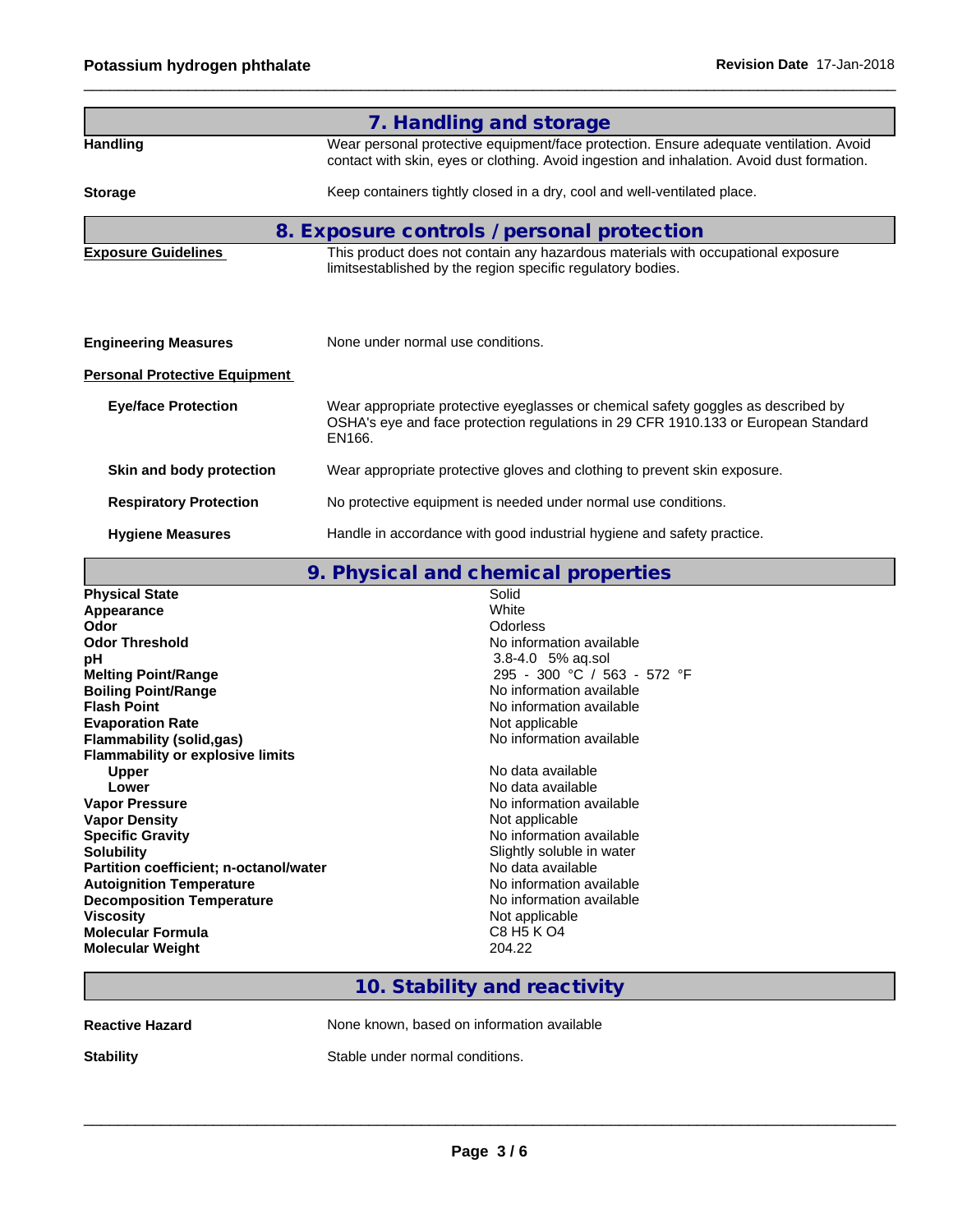## 7. Handling and storage

**Handling** Wear personal protective equipment/face protection. Ensure adequate ventilation. Avoid contact with skin, eyes or clothing. Avoid ingestion and inhalation. Avoid dust formation.

**Storage** Keep containers tightly closed in a dry, cool and well-ventilated place.

## 8. Exposure controls / personal protection

**Exposure Guidelines** This product does not contain any hazardous materials with occupational exposure limitsestablished by the region specific regulatory bodies.

**Engineering Measures** None under normal use conditions.

**Personal Protective Equipment**

**Eye/face Protection** Wear appropriate protective eyeglasses or chemical safety goggles as described by OSHA's eye and face protection regulations in 29 CFR 1910.133 or European Standard EN166.

**Skin and body protection** Wear appropriate protective gloves and clothing to prevent skin exposure.

**Respiratory Protection** No protective equipment is needed under normal use conditions.

**Hygiene Measures** Handle in accordance with good industrial hygiene and safety practice.

## 9. Physical and chemical properties

| Property | Value |
|---|---|
| **Physical State** | Solid |
| **Appearance** | White |
| **Odor** | Odorless |
| **Odor Threshold** | No information available |
| **pH** | 3.8-4.0 5% aq.sol |
| **Melting Point/Range** | 295 - 300 °C / 563 - 572 °F |
| **Boiling Point/Range** | No information available |
| **Flash Point** | No information available |
| **Evaporation Rate** | Not applicable |
| **Flammability (solid,gas)** | No information available |
| **Flammability or explosive limits** | |
| Upper | No data available |
| Lower | No data available |
| **Vapor Pressure** | No information available |
| **Vapor Density** | Not applicable |
| **Specific Gravity** | No information available |
| **Solubility** | Slightly soluble in water |
| **Partition coefficient; n-octanol/water** | No data available |
| **Autoignition Temperature** | No information available |
| **Decomposition Temperature** | No information available |
| **Viscosity** | Not applicable |
| **Molecular Formula** | C8 H5 K O4 |
| **Molecular Weight** | 204.22 |

## 10. Stability and reactivity

**Reactive Hazard** None known, based on information available

**Stability** Stable under normal conditions.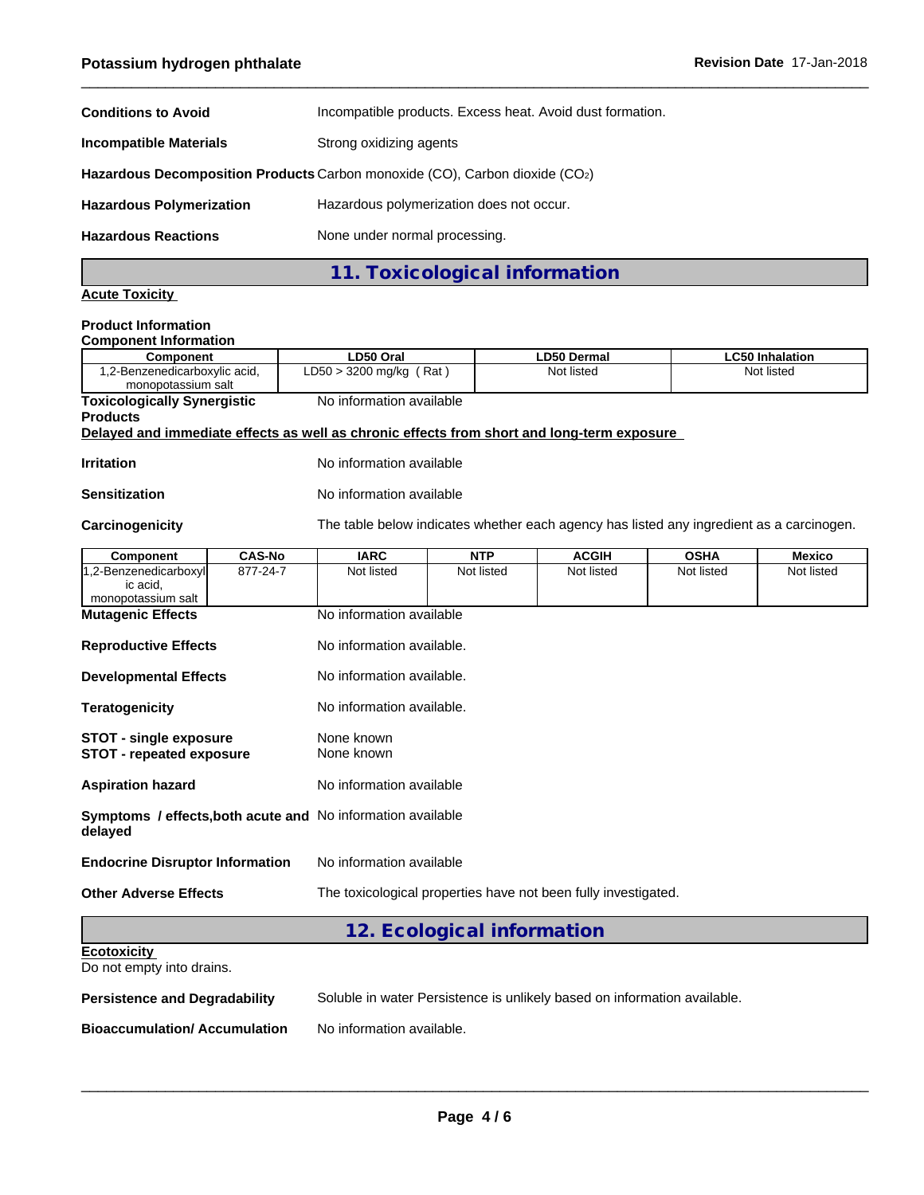**Conditions to Avoid** Incompatible products. Excess heat. Avoid dust formation.

**Incompatible Materials** Strong oxidizing agents

**Hazardous Decomposition Products** Carbon monoxide (CO), Carbon dioxide ($CO_2$)

**Hazardous Polymerization** Hazardous polymerization does not occur.

**Hazardous Reactions** None under normal processing.

## 11. Toxicological information

**Acute Toxicity**

**Product Information**

**Component Information**

| Component | LD50 Oral | LD50 Dermal | LC50 Inhalation |
|---|---|---|---|
| 1,2-Benzenedicarboxylic acid, monopotassium salt | LD50 > 3200 mg/kg ( Rat ) | Not listed | Not listed |

**Toxicologically Synergistic Products** No information available

**Delayed and immediate effects as well as chronic effects from short and long-term exposure**

**Irritation** No information available

**Sensitization** No information available

**Carcinogenicity** The table below indicates whether each agency has listed any ingredient as a carcinogen.

| Component | CAS-No | IARC | NTP | ACGIH | OSHA | Mexico |
|---|---|---|---|---|---|---|
| 1,2-Benzenedicarboxylic acid, monopotassium salt | 877-24-7 | Not listed | Not listed | Not listed | Not listed | Not listed |

**Mutagenic Effects** No information available

**Reproductive Effects** No information available.

**Developmental Effects** No information available.

**Teratogenicity** No information available.

**STOT - single exposure** None known

**STOT - repeated exposure** None known

**Aspiration hazard** No information available

**Symptoms / effects,both acute and delayed** No information available

**Endocrine Disruptor Information** No information available

**Other Adverse Effects** The toxicological properties have not been fully investigated.

## 12. Ecological information

**Ecotoxicity**

Do not empty into drains.

**Persistence and Degradability** Soluble in water Persistence is unlikely based on information available.

**Bioaccumulation/ Accumulation** No information available.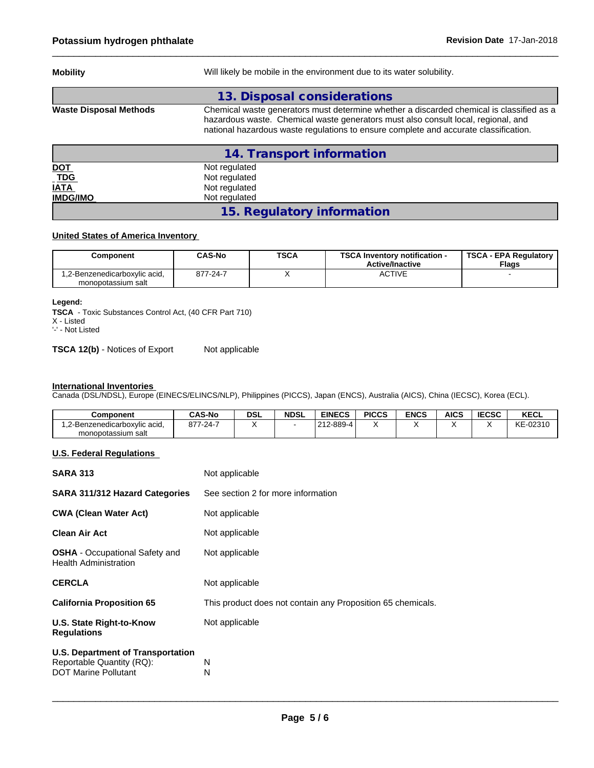**Mobility** Will likely be mobile in the environment due to its water solubility.

## 13. Disposal considerations

**Waste Disposal Methods** Chemical waste generators must determine whether a discarded chemical is classified as a hazardous waste. Chemical waste generators must also consult local, regional, and national hazardous waste regulations to ensure complete and accurate classification.

## 14. Transport information

| | |
|---|---|
| **DOT** | Not regulated |
| **TDG** | Not regulated |
| **IATA** | Not regulated |
| **IMDG/IMO** | Not regulated |

## 15. Regulatory information

**United States of America Inventory**

| Component | CAS-No | TSCA | TSCA Inventory notification - Active/Inactive | TSCA - EPA Regulatory Flags |
|---|---|---|---|---|
| 1,2-Benzenedicarboxylic acid, monopotassium salt | 877-24-7 | X | ACTIVE | - |

**Legend:**
**TSCA** - Toxic Substances Control Act, (40 CFR Part 710)
X - Listed
'-' - Not Listed

**TSCA 12(b)** - Notices of Export Not applicable

**International Inventories**
Canada (DSL/NDSL), Europe (EINECS/ELINCS/NLP), Philippines (PICCS), Japan (ENCS), Australia (AICS), China (IECSC), Korea (ECL).

| Component | CAS-No | DSL | NDSL | EINECS | PICCS | ENCS | AICS | IECSC | KECL |
|---|---|---|---|---|---|---|---|---|---|
| 1,2-Benzenedicarboxylic acid, monopotassium salt | 877-24-7 | X | - | 212-889-4 | X | X | X | X | KE-02310 |

**U.S. Federal Regulations**

| | |
|---|---|
| **SARA 313** | Not applicable |
| **SARA 311/312 Hazard Categories** | See section 2 for more information |
| **CWA (Clean Water Act)** | Not applicable |
| **Clean Air Act** | Not applicable |
| **OSHA** - Occupational Safety and Health Administration | Not applicable |
| **CERCLA** | Not applicable |
| **California Proposition 65** | This product does not contain any Proposition 65 chemicals. |
| **U.S. State Right-to-Know Regulations** | Not applicable |

**U.S. Department of Transportation**
Reportable Quantity (RQ): N
DOT Marine Pollutant N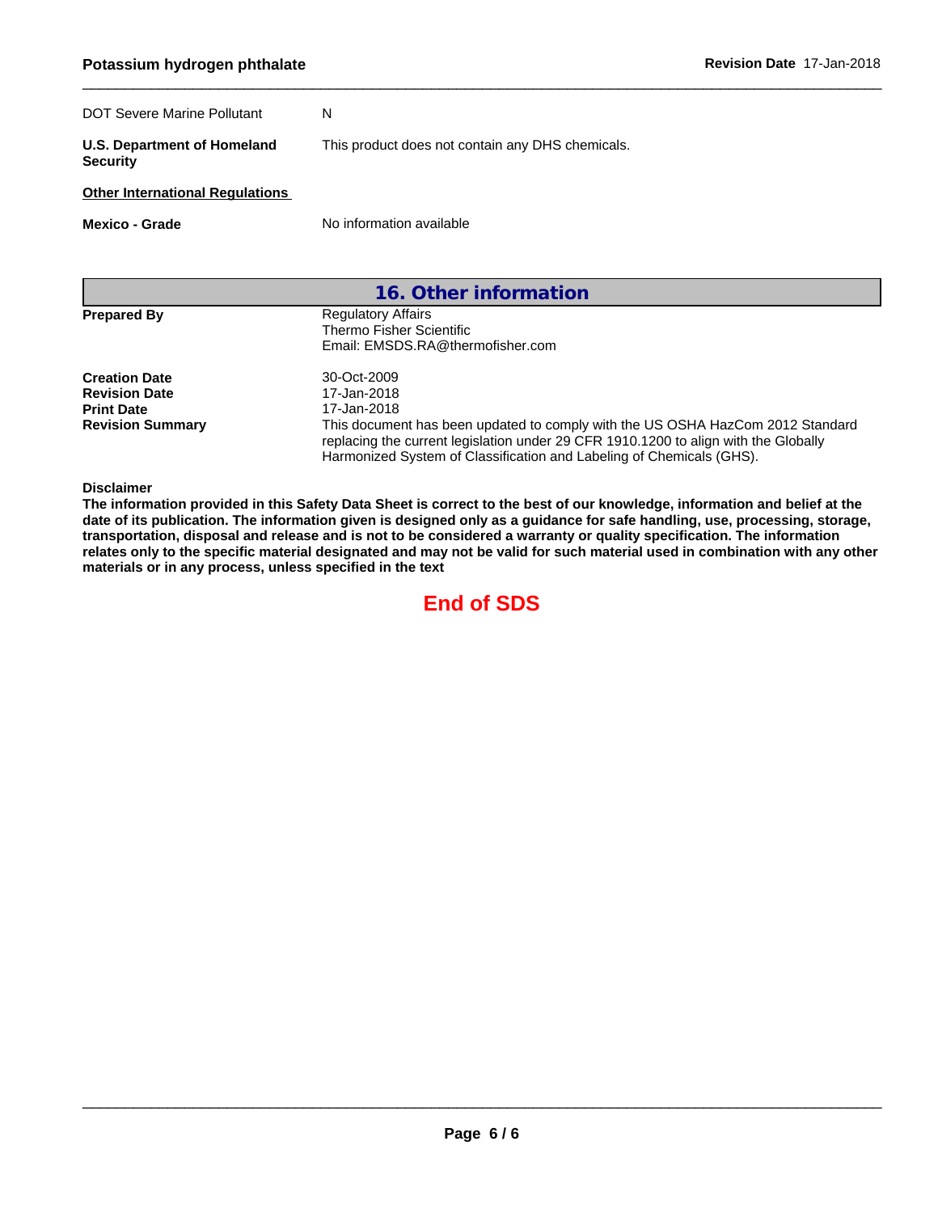DOT Severe Marine Pollutant | N

**U.S. Department of Homeland Security** | This product does not contain any DHS chemicals.

**Other International Regulations**

**Mexico - Grade** | No information available

## 16. Other information

| | |
|---|---|
| **Prepared By** | Regulatory Affairs<br>Thermo Fisher Scientific<br>Email: EMSDS.RA@thermofisher.com |
| **Creation Date** | 30-Oct-2009 |
| **Revision Date** | 17-Jan-2018 |
| **Print Date** | 17-Jan-2018 |
| **Revision Summary** | This document has been updated to comply with the US OSHA HazCom 2012 Standard replacing the current legislation under 29 CFR 1910.1200 to align with the Globally Harmonized System of Classification and Labeling of Chemicals (GHS). |

**Disclaimer**

**The information provided in this Safety Data Sheet is correct to the best of our knowledge, information and belief at the date of its publication. The information given is designed only as a guidance for safe handling, use, processing, storage, transportation, disposal and release and is not to be considered a warranty or quality specification. The information relates only to the specific material designated and may not be valid for such material used in combination with any other materials or in any process, unless specified in the text**

**End of SDS**